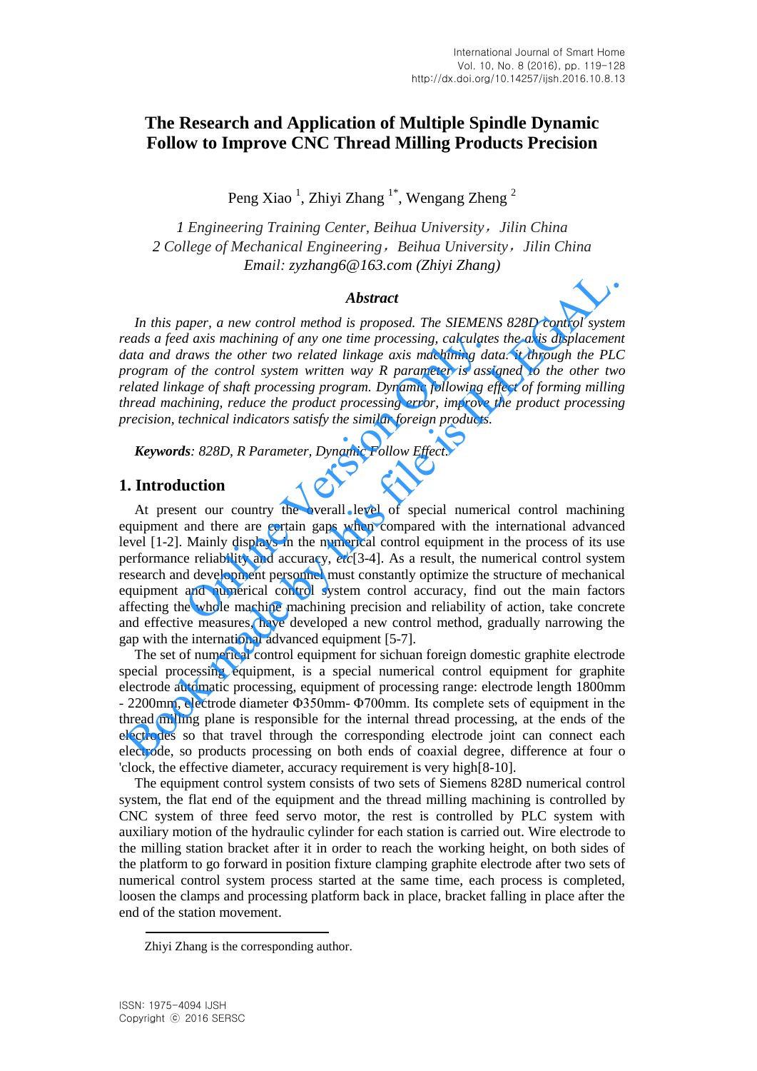# The Research and Application of Multiple Spindle Dynamic Follow to Improve CNC Thread Milling Products Precision

Peng Xiao [1], Zhiyi Zhang [1*], Wengang Zheng [2]

*1 Engineering Training Center, Beihua University，Jilin China*
*2 College of Mechanical Engineering，Beihua University，Jilin China*
*Email: zyzhang6@163.com (Zhiyi Zhang)*

### *Abstract*

*In this paper, a new control method is proposed. The SIEMENS 828D control system reads a feed axis machining of any one time processing, calculates the axis displacement data and draws the other two related linkage axis machining data. it through the PLC program of the control system written way R parameter is assigned to the other two related linkage of shaft processing program. Dynamic following effect of forming milling thread machining, reduce the product processing error, improve the product processing precision, technical indicators satisfy the similar foreign products.*

***Keywords**: 828D, R Parameter, Dynamic Follow Effect.*

## 1. Introduction

At present our country the overall level of special numerical control machining equipment and there are certain gaps when compared with the international advanced level [1-2]. Mainly displays in the numerical control equipment in the process of its use performance reliability and accuracy, *etc*[3-4]. As a result, the numerical control system research and development personnel must constantly optimize the structure of mechanical equipment and numerical control system control accuracy, find out the main factors affecting the whole machine machining precision and reliability of action, take concrete and effective measures, have developed a new control method, gradually narrowing the gap with the international advanced equipment [5-7].

The set of numerical control equipment for sichuan foreign domestic graphite electrode special processing equipment, is a special numerical control equipment for graphite electrode automatic processing, equipment of processing range: electrode length 1800mm - 2200mm, electrode diameter Φ350mm- Φ700mm. Its complete sets of equipment in the thread milling plane is responsible for the internal thread processing, at the ends of the electrodes so that travel through the corresponding electrode joint can connect each electrode, so products processing on both ends of coaxial degree, difference at four o 'clock, the effective diameter, accuracy requirement is very high[8-10].

The equipment control system consists of two sets of Siemens 828D numerical control system, the flat end of the equipment and the thread milling machining is controlled by CNC system of three feed servo motor, the rest is controlled by PLC system with auxiliary motion of the hydraulic cylinder for each station is carried out. Wire electrode to the milling station bracket after it in order to reach the working height, on both sides of the platform to go forward in position fixture clamping graphite electrode after two sets of numerical control system process started at the same time, each process is completed, loosen the clamps and processing platform back in place, bracket falling in place after the end of the station movement.

Zhiyi Zhang is the corresponding author.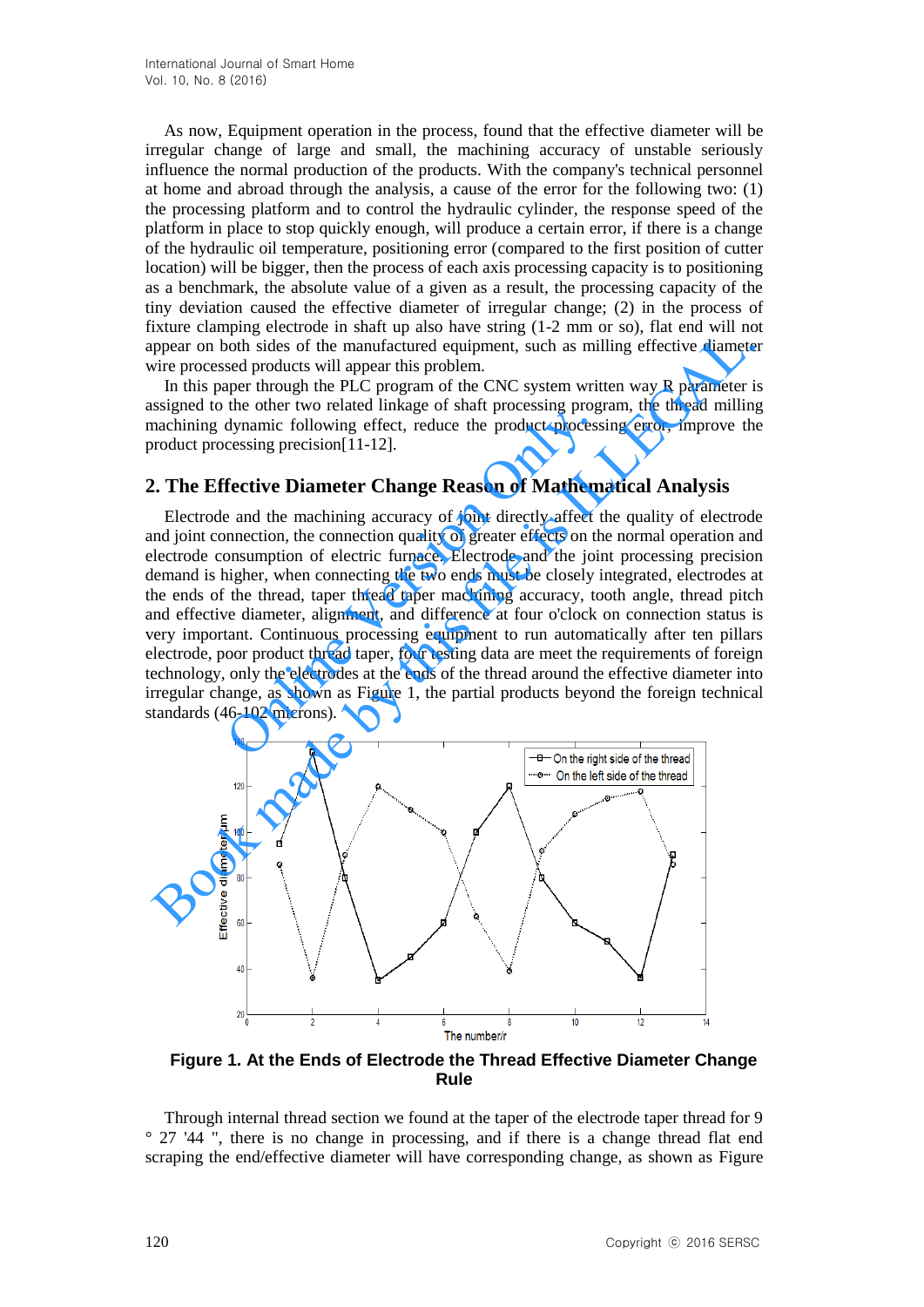As now, Equipment operation in the process, found that the effective diameter will be irregular change of large and small, the machining accuracy of unstable seriously influence the normal production of the products. With the company's technical personnel at home and abroad through the analysis, a cause of the error for the following two: (1) the processing platform and to control the hydraulic cylinder, the response speed of the platform in place to stop quickly enough, will produce a certain error, if there is a change of the hydraulic oil temperature, positioning error (compared to the first position of cutter location) will be bigger, then the process of each axis processing capacity is to positioning as a benchmark, the absolute value of a given as a result, the processing capacity of the tiny deviation caused the effective diameter of irregular change; (2) in the process of fixture clamping electrode in shaft up also have string (1-2 mm or so), flat end will not appear on both sides of the manufactured equipment, such as milling effective diameter wire processed products will appear this problem.

In this paper through the PLC program of the CNC system written way R parameter is assigned to the other two related linkage of shaft processing program, the thread milling machining dynamic following effect, reduce the product processing error, improve the product processing precision[11-12].

## 2. The Effective Diameter Change Reason of Mathematical Analysis

Electrode and the machining accuracy of joint directly affect the quality of electrode and joint connection, the connection quality of greater effects on the normal operation and electrode consumption of electric furnace. Electrode and the joint processing precision demand is higher, when connecting the two ends must be closely integrated, electrodes at the ends of the thread, taper thread taper machining accuracy, tooth angle, thread pitch and effective diameter, alignment, and difference at four o'clock on connection status is very important. Continuous processing equipment to run automatically after ten pillars electrode, poor product thread taper, four testing data are meet the requirements of foreign technology, only the electrodes at the ends of the thread around the effective diameter into irregular change, as shown as Figure 1, the partial products beyond the foreign technical standards (46-102 microns).

**Figure 1. At the Ends of Electrode the Thread Effective Diameter Change Rule**

Through internal thread section we found at the taper of the electrode taper thread for 9 ° 27 '44 ", there is no change in processing, and if there is a change thread flat end scraping the end/effective diameter will have corresponding change, as shown as Figure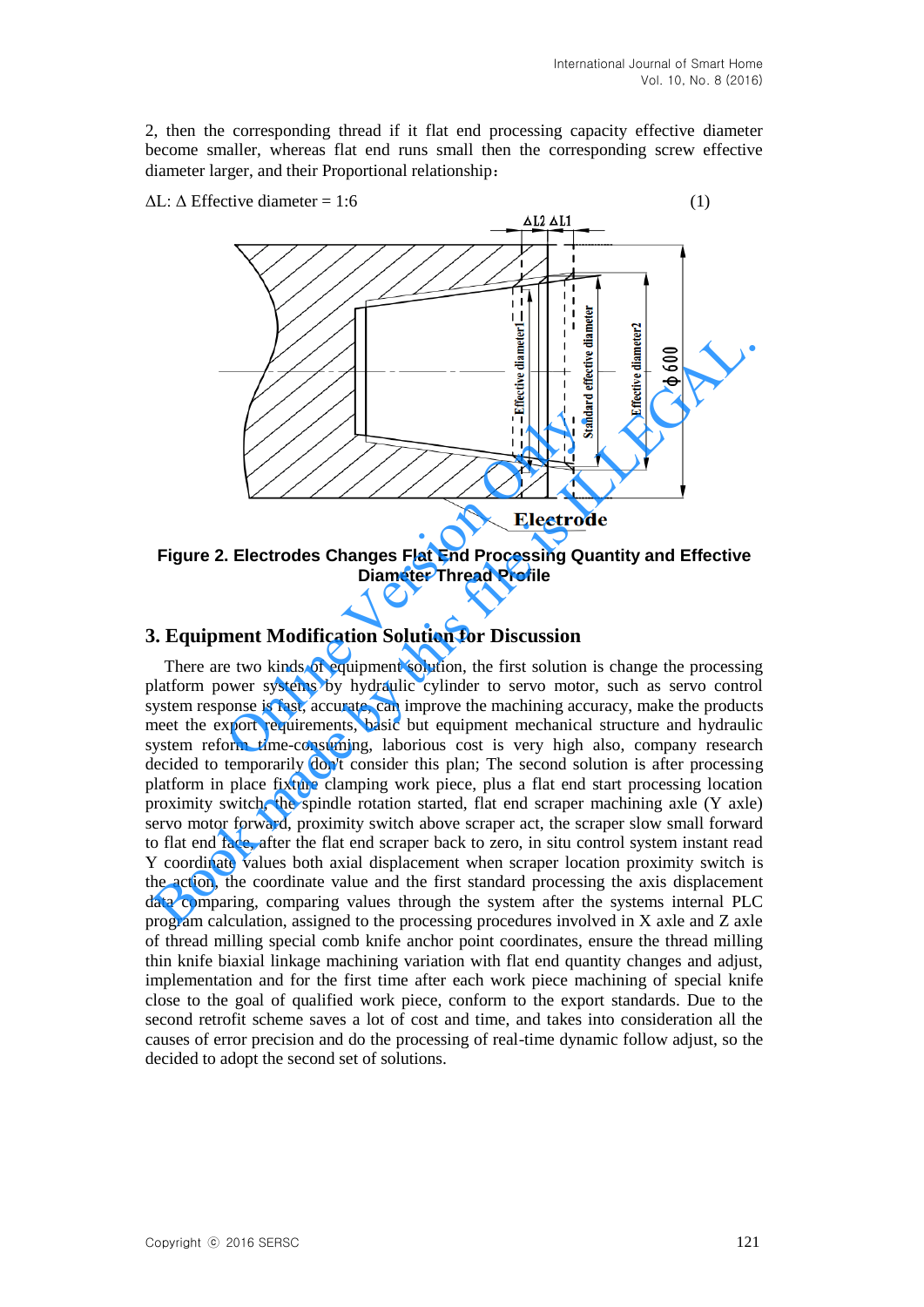2, then the corresponding thread if it flat end processing capacity effective diameter become smaller, whereas flat end runs small then the corresponding screw effective diameter larger, and their Proportional relationship：

$$\Delta L : \Delta \text{ Effective diameter} = 1:6 \qquad (1)$$

**Figure 2. Electrodes Changes Flat End Processing Quantity and Effective Diameter Thread Profile**

## 3. Equipment Modification Solution for Discussion

There are two kinds of equipment solution, the first solution is change the processing platform power systems by hydraulic cylinder to servo motor, such as servo control system response is fast, accurate, can improve the machining accuracy, make the products meet the export requirements, basic but equipment mechanical structure and hydraulic system reform time-consuming, laborious cost is very high also, company research decided to temporarily don't consider this plan; The second solution is after processing platform in place fixture clamping work piece, plus a flat end start processing location proximity switch, the spindle rotation started, flat end scraper machining axle (Y axle) servo motor forward, proximity switch above scraper act, the scraper slow small forward to flat end face, after the flat end scraper back to zero, in situ control system instant read Y coordinate values both axial displacement when scraper location proximity switch is the action, the coordinate value and the first standard processing the axis displacement data comparing, comparing values through the system after the systems internal PLC program calculation, assigned to the processing procedures involved in X axle and Z axle of thread milling special comb knife anchor point coordinates, ensure the thread milling thin knife biaxial linkage machining variation with flat end quantity changes and adjust, implementation and for the first time after each work piece machining of special knife close to the goal of qualified work piece, conform to the export standards. Due to the second retrofit scheme saves a lot of cost and time, and takes into consideration all the causes of error precision and do the processing of real-time dynamic follow adjust, so the decided to adopt the second set of solutions.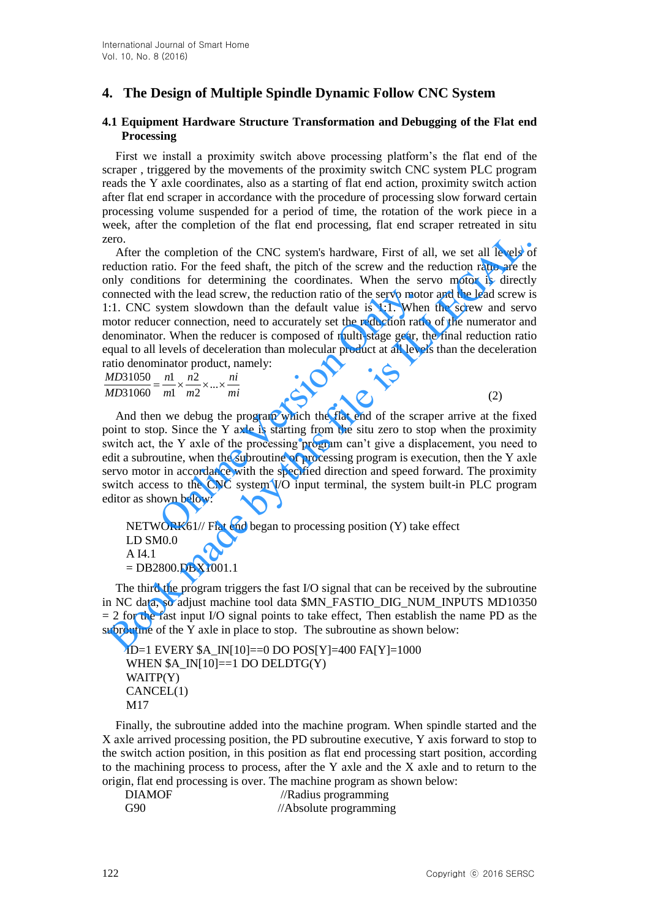## 4. The Design of Multiple Spindle Dynamic Follow CNC System

### 4.1 Equipment Hardware Structure Transformation and Debugging of the Flat end Processing

First we install a proximity switch above processing platform's the flat end of the scraper , triggered by the movements of the proximity switch CNC system PLC program reads the Y axle coordinates, also as a starting of flat end action, proximity switch action after flat end scraper in accordance with the procedure of processing slow forward certain processing volume suspended for a period of time, the rotation of the work piece in a week, after the completion of the flat end processing, flat end scraper retreated in situ zero.

After the completion of the CNC system's hardware, First of all, we set all levels of reduction ratio. For the feed shaft, the pitch of the screw and the reduction ratio are the only conditions for determining the coordinates. When the servo motor is directly connected with the lead screw, the reduction ratio of the servo motor and the lead screw is 1:1. CNC system slowdown than the default value is 1:1. When the screw and servo motor reducer connection, need to accurately set the reduction ratio of the numerator and denominator. When the reducer is composed of multi-stage gear, the final reduction ratio equal to all levels of deceleration than molecular product at all levels than the deceleration ratio denominator product, namely:

$$\frac{MD31050}{MD31060} = \frac{n1}{m1} \times \frac{n2}{m2} \times \ldots \times \frac{ni}{mi} \tag{2}$$

And then we debug the program which the flat end of the scraper arrive at the fixed point to stop. Since the Y axle is starting from the situ zero to stop when the proximity switch act, the Y axle of the processing program can't give a displacement, you need to edit a subroutine, when the subroutine of processing program is execution, then the Y axle servo motor in accordance with the specified direction and speed forward. The proximity switch access to the CNC system I/O input terminal, the system built-in PLC program editor as shown below:

```
NETWORK61// Flat end began to processing position (Y) take effect
LD SM0.0
A I4.1
= DB2800.DBX1001.1
```

The third the program triggers the fast I/O signal that can be received by the subroutine in NC data, so adjust machine tool data $MN_FASTIO_DIG_NUM_INPUTS MD10350 = 2 for the fast input I/O signal points to take effect, Then establish the name PD as the subroutine of the Y axle in place to stop. The subroutine as shown below:

```
ID=1 EVERY $A_IN[10]==0 DO POS[Y]=400 FA[Y]=1000
WHEN $A_IN[10]==1 DO DELDTG(Y)
WAITP(Y)
CANCEL(1)
M17
```

Finally, the subroutine added into the machine program. When spindle started and the X axle arrived processing position, the PD subroutine executive, Y axis forward to stop to the switch action position, in this position as flat end processing start position, according to the machining process to process, after the Y axle and the X axle and to return to the origin, flat end processing is over. The machine program as shown below:

```
DIAMOF                    //Radius programming
G90                       //Absolute programming
```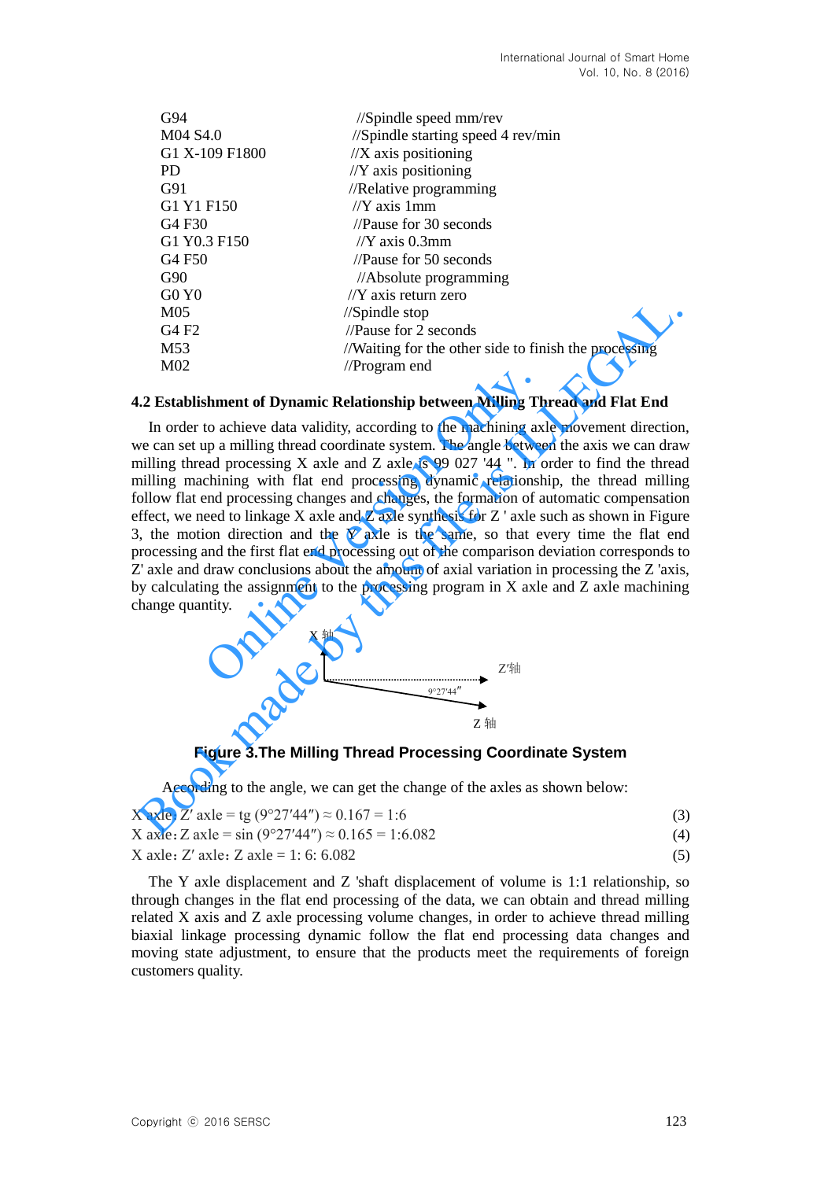```
G94                 //Spindle speed mm/rev
M04 S4.0            //Spindle starting speed 4 rev/min
G1 X-109 F1800      //X axis positioning
PD                  //Y axis positioning
G91                 //Relative programming
G1 Y1 F150          //Y axis 1mm
G4 F30              //Pause for 30 seconds
G1 Y0.3 F150        //Y axis 0.3mm
G4 F50              //Pause for 50 seconds
G90                 //Absolute programming
G0 Y0               //Y axis return zero
M05                 //Spindle stop
G4 F2               //Pause for 2 seconds
M53                 //Waiting for the other side to finish the processing
M02                 //Program end
```

### 4.2 Establishment of Dynamic Relationship between Milling Thread and Flat End

In order to achieve data validity, according to the machining axle movement direction, we can set up a milling thread coordinate system. The angle between the axis we can draw milling thread processing X axle and Z axle is 99 027 '44 ". In order to find the thread milling machining with flat end processing dynamic relationship, the thread milling follow flat end processing changes and changes, the formation of automatic compensation effect, we need to linkage X axle and Z axle synthesis for Z ' axle such as shown in Figure 3, the motion direction and the Y axle is the same, so that every time the flat end processing and the first flat end processing out of the comparison deviation corresponds to Z' axle and draw conclusions about the amount of axial variation in processing the Z 'axis, by calculating the assignment to the processing program in X axle and Z axle machining change quantity.

X 轴

Z′轴

9°27′44″

Z 轴

**Figure 3.The Milling Thread Processing Coordinate System**

According to the angle, we can get the change of the axles as shown below:

$$\text{X axle}: \text{Z}' \text{ axle} = \text{tg}\,(9°27'44'') \approx 0.167 = 1{:}6 \tag{3}$$

$$\text{X axle}: \text{Z axle} = \sin\,(9°27'44'') \approx 0.165 = 1{:}6.082 \tag{4}$$

$$\text{X axle}: \text{Z}' \text{ axle}: \text{Z axle} = 1{:}\ 6{:}\ 6.082 \tag{5}$$

The Y axle displacement and Z 'shaft displacement of volume is 1:1 relationship, so through changes in the flat end processing of the data, we can obtain and thread milling related X axis and Z axle processing volume changes, in order to achieve thread milling biaxial linkage processing dynamic follow the flat end processing data changes and moving state adjustment, to ensure that the products meet the requirements of foreign customers quality.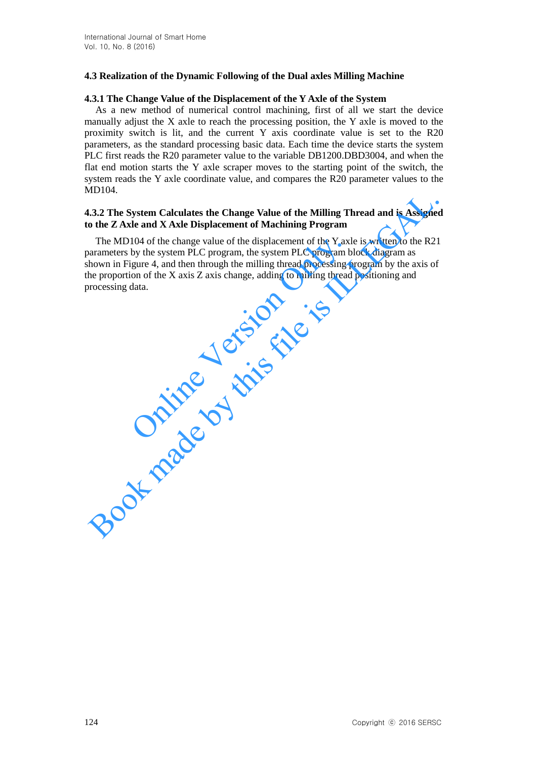### 4.3 Realization of the Dynamic Following of the Dual axles Milling Machine

#### 4.3.1 The Change Value of the Displacement of the Y Axle of the System

As a new method of numerical control machining, first of all we start the device manually adjust the X axle to reach the processing position, the Y axle is moved to the proximity switch is lit, and the current Y axis coordinate value is set to the R20 parameters, as the standard processing basic data. Each time the device starts the system PLC first reads the R20 parameter value to the variable DB1200.DBD3004, and when the flat end motion starts the Y axle scraper moves to the starting point of the switch, the system reads the Y axle coordinate value, and compares the R20 parameter values to the MD104.

#### 4.3.2 The System Calculates the Change Value of the Milling Thread and is Assigned to the Z Axle and X Axle Displacement of Machining Program

The MD104 of the change value of the displacement of the Y axle is written to the R21 parameters by the system PLC program, the system PLC program block diagram as shown in Figure 4, and then through the milling thread processing program by the axis of the proportion of the X axis Z axis change, adding to milling thread positioning and processing data.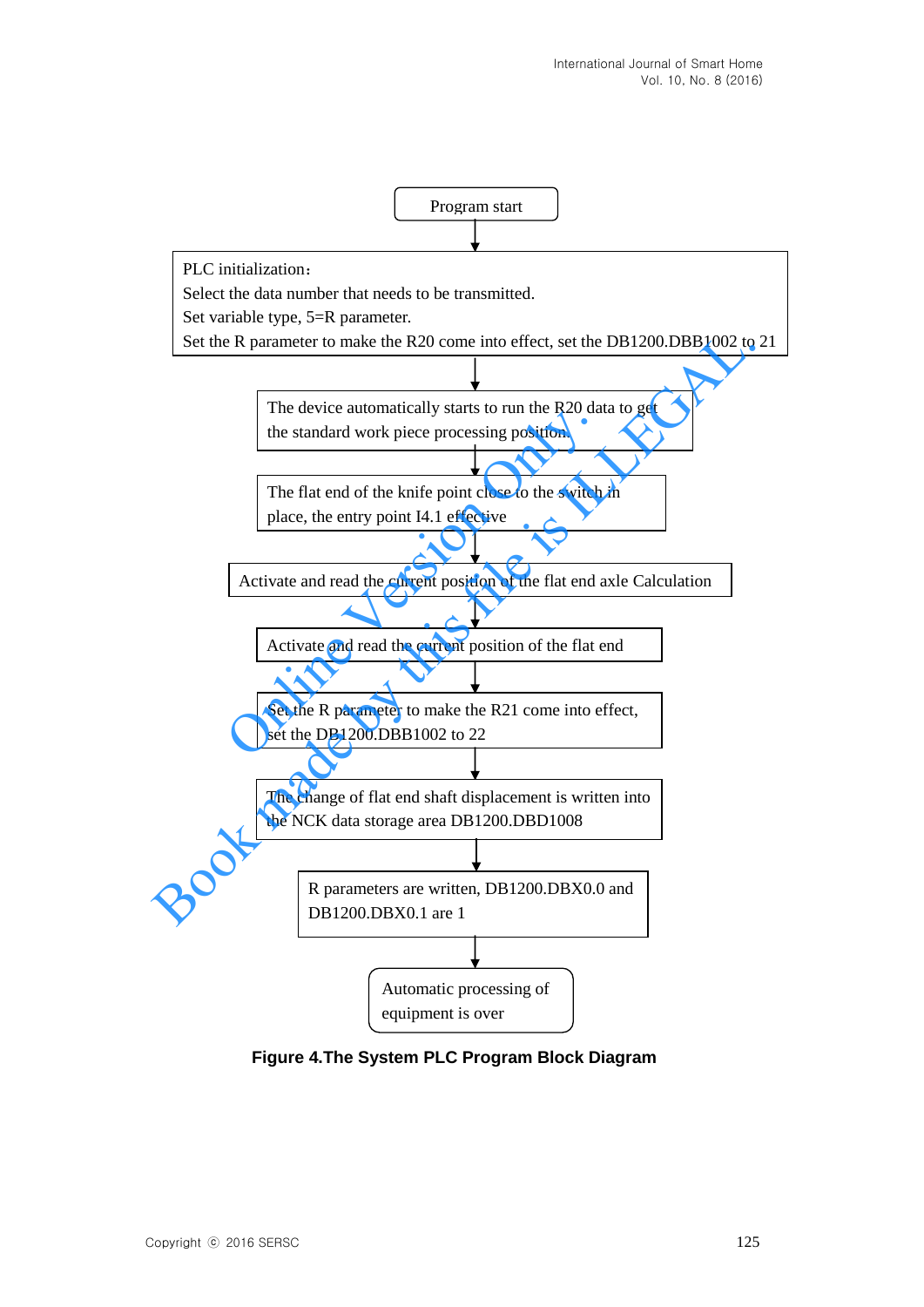Program start

PLC initialization：
Select the data number that needs to be transmitted.
Set variable type, 5=R parameter.
Set the R parameter to make the R20 come into effect, set the DB1200.DBB1002 to 21

The device automatically starts to run the R20 data to get the standard work piece processing position.

The flat end of the knife point close to the switch in place, the entry point I4.1 effective

Activate and read the current position of the flat end axle Calculation

Activate and read the current position of the flat end

Set the R parameter to make the R21 come into effect, set the DB1200.DBB1002 to 22

The change of flat end shaft displacement is written into the NCK data storage area DB1200.DBD1008

R parameters are written, DB1200.DBX0.0 and DB1200.DBX0.1 are 1

Automatic processing of equipment is over

**Figure 4.The System PLC Program Block Diagram**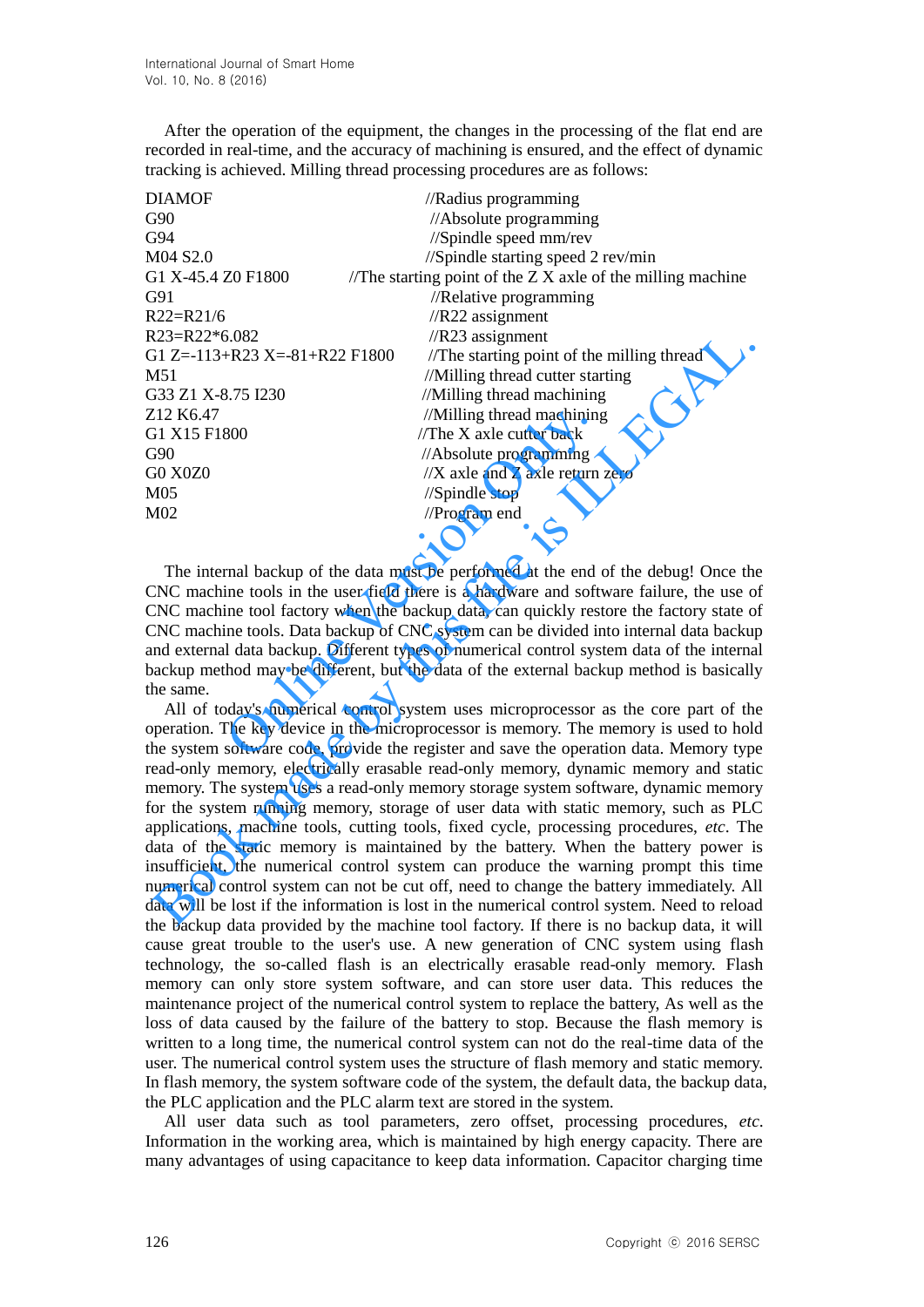After the operation of the equipment, the changes in the processing of the flat end are recorded in real-time, and the accuracy of machining is ensured, and the effect of dynamic tracking is achieved. Milling thread processing procedures are as follows:

```
DIAMOF                              //Radius programming
G90                                 //Absolute programming
G94                                 //Spindle speed mm/rev
M04 S2.0                            //Spindle starting speed 2 rev/min
G1 X-45.4 Z0 F1800          //The starting point of the Z X axle of the milling machine
G91                                 //Relative programming
R22=R21/6                           //R22 assignment
R23=R22*6.082                       //R23 assignment
G1 Z=-113+R23 X=-81+R22 F1800       //The starting point of the milling thread
M51                                 //Milling thread cutter starting
G33 Z1 X-8.75 I230                  //Milling thread machining
Z12 K6.47                           //Milling thread machining
G1 X15 F1800                        //The X axle cutter back
G90                                 //Absolute programming
G0 X0Z0                             //X axle and Z axle return zero
M05                                 //Spindle stop
M02                                 //Program end
```

The internal backup of the data must be performed at the end of the debug! Once the CNC machine tools in the user field there is a hardware and software failure, the use of CNC machine tool factory when the backup data, can quickly restore the factory state of CNC machine tools. Data backup of CNC system can be divided into internal data backup and external data backup. Different types of numerical control system data of the internal backup method may be different, but the data of the external backup method is basically the same.

All of today's numerical control system uses microprocessor as the core part of the operation. The key device in the microprocessor is memory. The memory is used to hold the system software code, provide the register and save the operation data. Memory type read-only memory, electrically erasable read-only memory, dynamic memory and static memory. The system uses a read-only memory storage system software, dynamic memory for the system running memory, storage of user data with static memory, such as PLC applications, machine tools, cutting tools, fixed cycle, processing procedures, *etc*. The data of the static memory is maintained by the battery. When the battery power is insufficient, the numerical control system can produce the warning prompt this time numerical control system can not be cut off, need to change the battery immediately. All data will be lost if the information is lost in the numerical control system. Need to reload the backup data provided by the machine tool factory. If there is no backup data, it will cause great trouble to the user's use. A new generation of CNC system using flash technology, the so-called flash is an electrically erasable read-only memory. Flash memory can only store system software, and can store user data. This reduces the maintenance project of the numerical control system to replace the battery, As well as the loss of data caused by the failure of the battery to stop. Because the flash memory is written to a long time, the numerical control system can not do the real-time data of the user. The numerical control system uses the structure of flash memory and static memory. In flash memory, the system software code of the system, the default data, the backup data, the PLC application and the PLC alarm text are stored in the system.

All user data such as tool parameters, zero offset, processing procedures, *etc.* Information in the working area, which is maintained by high energy capacity. There are many advantages of using capacitance to keep data information. Capacitor charging time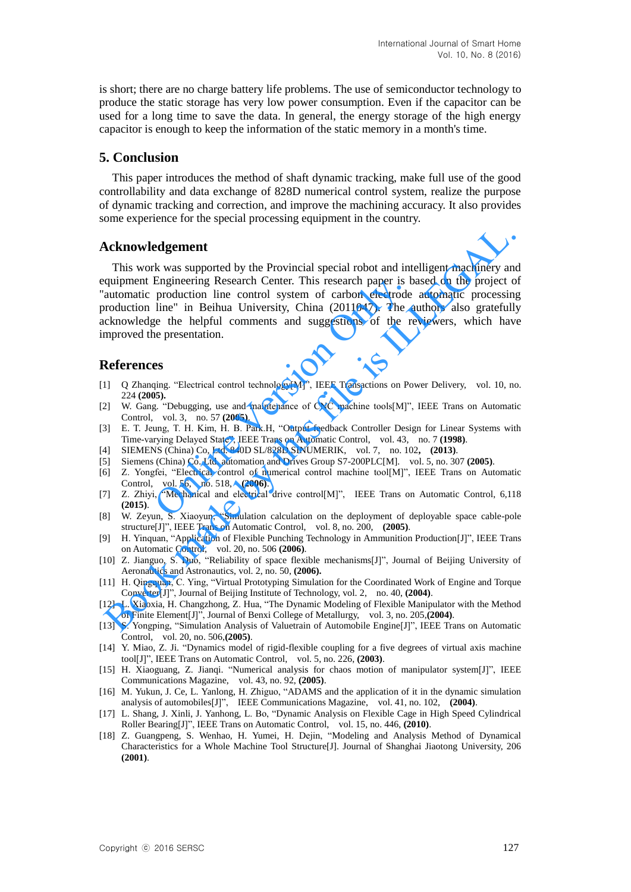is short; there are no charge battery life problems. The use of semiconductor technology to produce the static storage has very low power consumption. Even if the capacitor can be used for a long time to save the data. In general, the energy storage of the high energy capacitor is enough to keep the information of the static memory in a month's time.

## 5. Conclusion

This paper introduces the method of shaft dynamic tracking, make full use of the good controllability and data exchange of 828D numerical control system, realize the purpose of dynamic tracking and correction, and improve the machining accuracy. It also provides some experience for the special processing equipment in the country.

## Acknowledgement

This work was supported by the Provincial special robot and intelligent machinery and equipment Engineering Research Center. This research paper is based on the project of "automatic production line control system of carbon electrode automatic processing production line" in Beihua University, China (2011047). The authors also gratefully acknowledge the helpful comments and suggestions of the reviewers, which have improved the presentation.

## References

[1] Q Zhanqing. "Electrical control technology[M]", IEEE Transactions on Power Delivery, vol. 10, no. 224 **(2005).**

[2] W. Gang. "Debugging, use and maintenance of CNC machine tools[M]", IEEE Trans on Automatic Control, vol. 3, no. 57 **(2005)**.

[3] E. T. Jeung, T. H. Kim, H. B. Park.H, "Output feedback Controller Design for Linear Systems with Time-varying Delayed State", IEEE Trans on Automatic Control, vol. 43, no. 7 **(1998)**.

[4] SIEMENS (China) Co, Ltd. 840D SL/828D SINUMERIK, vol. 7, no. 102**, (2013)**.

[5] Siemens (China) Co. Ltd. automation and Drives Group S7-200PLC[M]. vol. 5, no. 307 **(2005)**.

[6] Z. Yongfei, "Electrical control of numerical control machine tool[M]", IEEE Trans on Automatic Control, vol. 56, no. 518, **(2006)**.

[7] Z. Zhiyi, "Mechanical and electrical drive control[M]", IEEE Trans on Automatic Control, 6,118 **(2015)**.

[8] W. Zeyun, S. Xiaoyun, "Simulation calculation on the deployment of deployable space cable-pole structure[J]", IEEE Trans on Automatic Control, vol. 8, no. 200, **(2005)**.

[9] H. Yinquan, "Application of Flexible Punching Technology in Ammunition Production[J]", IEEE Trans on Automatic Control, vol. 20, no. 506 **(2006)**.

[10] Z. Jianguo, S. Duo, "Reliability of space flexible mechanisms[J]", Journal of Beijing University of Aeronautics and Astronautics, vol. 2, no. 50, **(2006).**

[11] H. Qingquan, C. Ying, "Virtual Prototyping Simulation for the Coordinated Work of Engine and Torque Converter[J]", Journal of Beijing Institute of Technology, vol. 2, no. 40, **(2004)**.

[12] L. Xiaoxia, H. Changzhong, Z. Hua, "The Dynamic Modeling of Flexible Manipulator with the Method of Finite Element[J]", Journal of Benxi College of Metallurgy, vol. 3, no. 205,**(2004)**.

[13] S. Yongping, "Simulation Analysis of Valuetrain of Automobile Engine[J]", IEEE Trans on Automatic Control, vol. 20, no. 506,**(2005)**.

[14] Y. Miao, Z. Ji. "Dynamics model of rigid-flexible coupling for a five degrees of virtual axis machine tool[J]", IEEE Trans on Automatic Control, vol. 5, no. 226, **(2003)**.

[15] H. Xiaoguang, Z. Jianqi. "Numerical analysis for chaos motion of manipulator system[J]", IEEE Communications Magazine, vol. 43, no. 92, **(2005)**.

[16] M. Yukun, J. Ce, L. Yanlong, H. Zhiguo, "ADAMS and the application of it in the dynamic simulation analysis of automobiles[J]", IEEE Communications Magazine, vol. 41, no. 102, **(2004)**.

[17] L. Shang, J. Xinli, J. Yanhong, L. Bo, "Dynamic Analysis on Flexible Cage in High Speed Cylindrical Roller Bearing[J]", IEEE Trans on Automatic Control, vol. 15, no. 446, **(2010)**.

[18] Z. Guangpeng, S. Wenhao, H. Yumei, H. Dejin, "Modeling and Analysis Method of Dynamical Characteristics for a Whole Machine Tool Structure[J]. Journal of Shanghai Jiaotong University, 206 **(2001)**.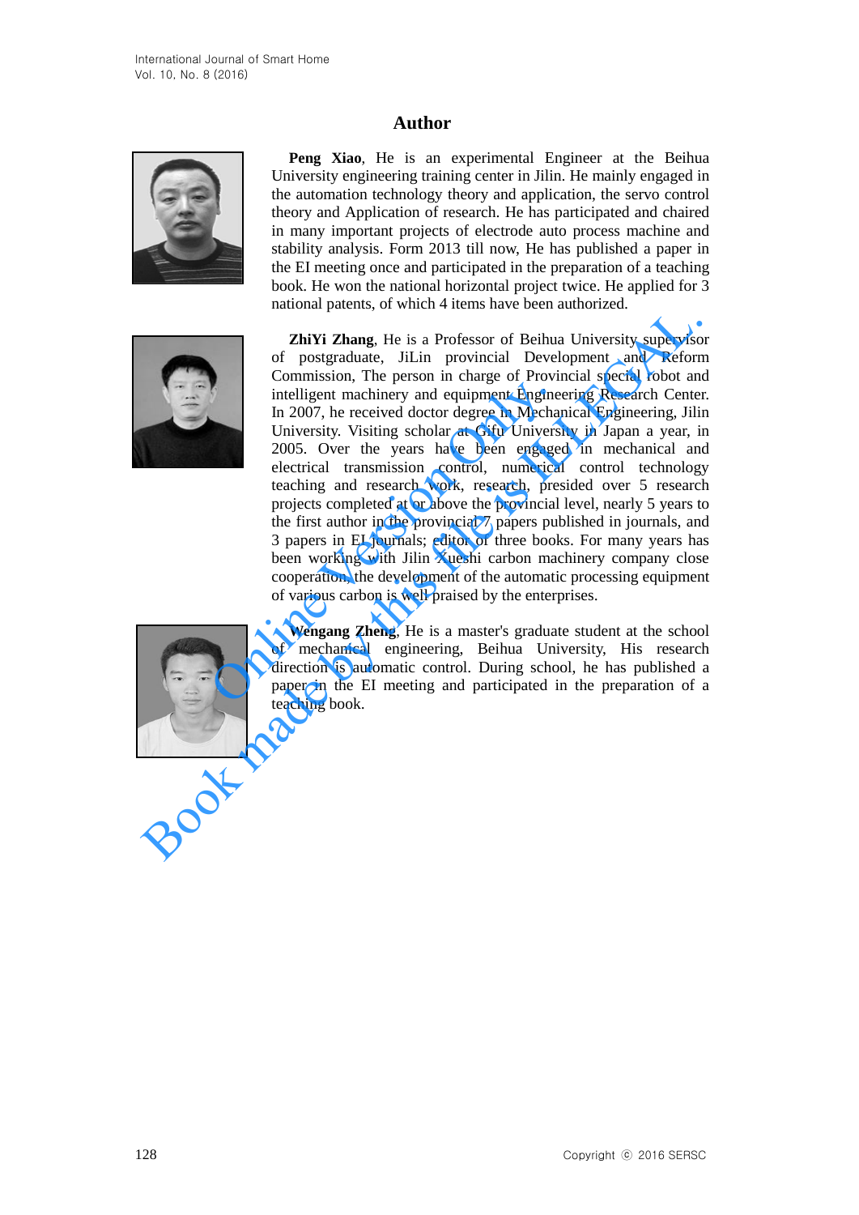## Author

**Peng Xiao**, He is an experimental Engineer at the Beihua University engineering training center in Jilin. He mainly engaged in the automation technology theory and application, the servo control theory and Application of research. He has participated and chaired in many important projects of electrode auto process machine and stability analysis. Form 2013 till now, He has published a paper in the EI meeting once and participated in the preparation of a teaching book. He won the national horizontal project twice. He applied for 3 national patents, of which 4 items have been authorized.

**ZhiYi Zhang**, He is a Professor of Beihua University supervisor of postgraduate, JiLin provincial Development and Reform Commission, The person in charge of Provincial special robot and intelligent machinery and equipment Engineering Research Center. In 2007, he received doctor degree in Mechanical Engineering, Jilin University. Visiting scholar at Gifu University in Japan a year, in 2005. Over the years have been engaged in mechanical and electrical transmission control, numerical control technology teaching and research work, research, presided over 5 research projects completed at or above the provincial level, nearly 5 years to the first author in the provincial 7 papers published in journals, and 3 papers in EI journals; editor of three books. For many years has been working with Jilin Xueshi carbon machinery company close cooperation, the development of the automatic processing equipment of various carbon is well praised by the enterprises.

**Wengang Zheng**, He is a master's graduate student at the school of mechanical engineering, Beihua University, His research direction is automatic control. During school, he has published a paper in the EI meeting and participated in the preparation of a teaching book.